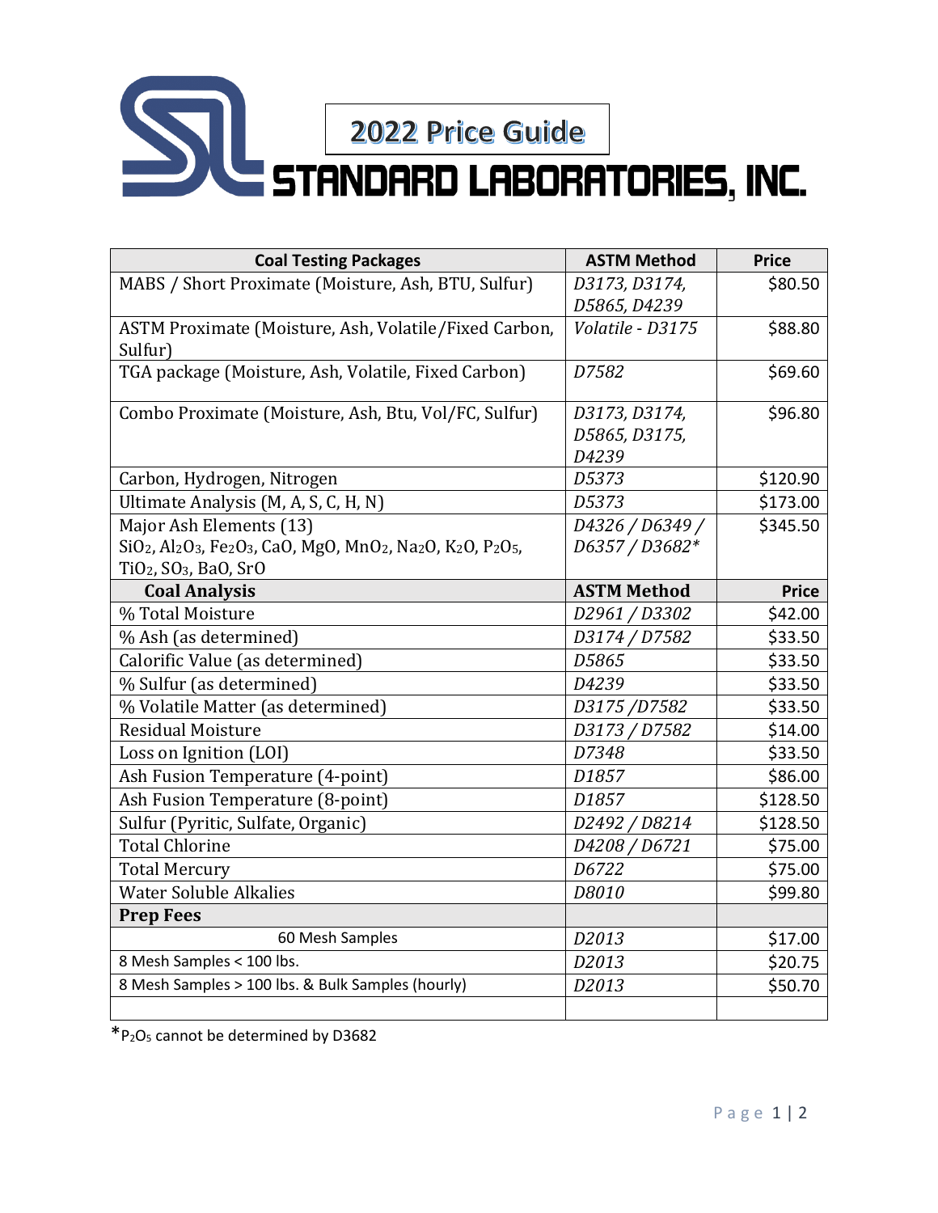# 2022 Price Guide

# STANDARD LABORATORIES, INC.

| Coal Testing Packages | ASTM Method | Price |
|---|---|---|
| MABS / Short Proximate (Moisture, Ash, BTU, Sulfur) | *D3173, D3174, D5865, D4239* | $80.50 |
| ASTM Proximate (Moisture, Ash, Volatile/Fixed Carbon, Sulfur) | *Volatile - D3175* | $88.80 |
| TGA package (Moisture, Ash, Volatile, Fixed Carbon) | *D7582* | $69.60 |
| Combo Proximate (Moisture, Ash, Btu, Vol/FC, Sulfur) | *D3173, D3174, D5865, D3175, D4239* | $96.80 |
| Carbon, Hydrogen, Nitrogen | *D5373* | $120.90 |
| Ultimate Analysis (M, A, S, C, H, N) | *D5373* | $173.00 |
| Major Ash Elements (13) $SiO_2$, $Al_2O_3$, $Fe_2O_3$, $CaO$, $MgO$, $MnO_2$, $Na_2O$, $K_2O$, $P_2O_5$, $TiO_2$, $SO_3$, $BaO$, $SrO$ | *D4326 / D6349 / D6357 / D3682** | $345.50 |
| **Coal Analysis** | **ASTM Method** | **Price** |
| % Total Moisture | *D2961 / D3302* | $42.00 |
| % Ash (as determined) | *D3174 / D7582* | $33.50 |
| Calorific Value (as determined) | *D5865* | $33.50 |
| % Sulfur (as determined) | *D4239* | $33.50 |
| % Volatile Matter (as determined) | *D3175 /D7582* | $33.50 |
| Residual Moisture | *D3173 / D7582* | $14.00 |
| Loss on Ignition (LOI) | *D7348* | $33.50 |
| Ash Fusion Temperature (4-point) | *D1857* | $86.00 |
| Ash Fusion Temperature (8-point) | *D1857* | $128.50 |
| Sulfur (Pyritic, Sulfate, Organic) | *D2492 / D8214* | $128.50 |
| Total Chlorine | *D4208 / D6721* | $75.00 |
| Total Mercury | *D6722* | $75.00 |
| Water Soluble Alkalies | *D8010* | $99.80 |
| **Prep Fees** | | |
| 60 Mesh Samples | *D2013* | $17.00 |
| 8 Mesh Samples < 100 lbs. | *D2013* | $20.75 |
| 8 Mesh Samples > 100 lbs. & Bulk Samples (hourly) | *D2013* | $50.70 |
| | | |

*$P_2O_5$ cannot be determined by D3682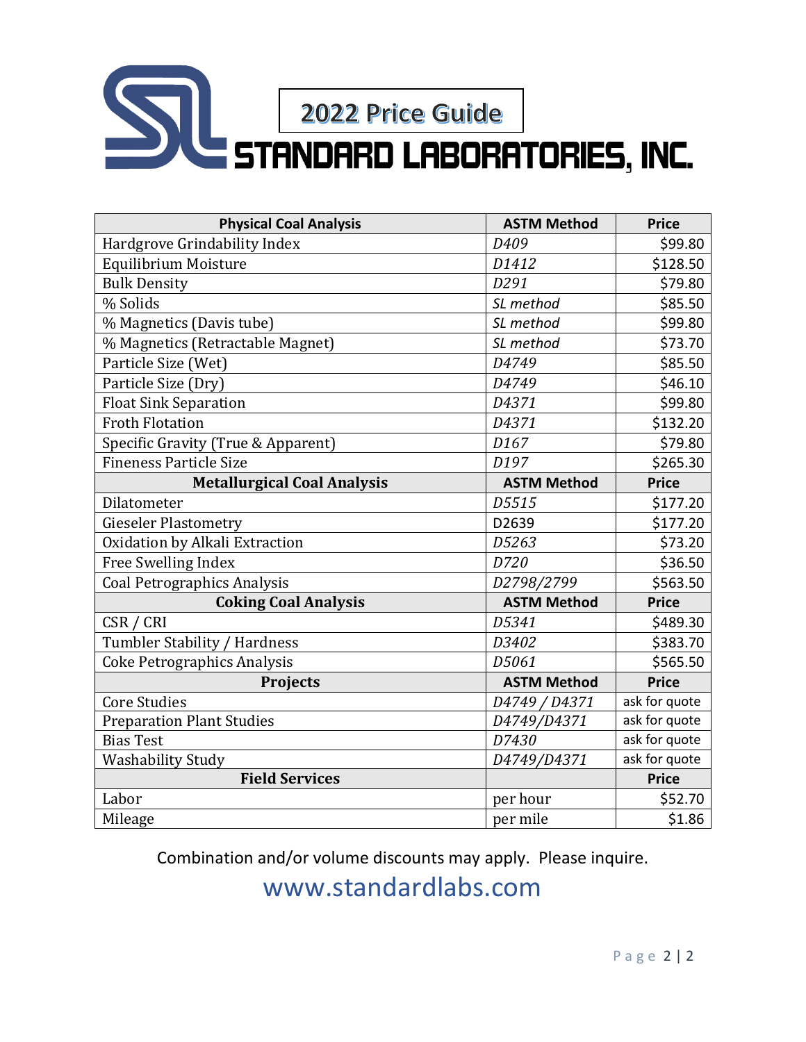# 2022 Price Guide

## STANDARD LABORATORIES, INC.

| Physical Coal Analysis | ASTM Method | Price |
|---|---|---|
| Hardgrove Grindability Index | *D409* | $99.80 |
| Equilibrium Moisture | *D1412* | $128.50 |
| Bulk Density | *D291* | $79.80 |
| % Solids | *SL method* | $85.50 |
| % Magnetics (Davis tube) | *SL method* | $99.80 |
| % Magnetics (Retractable Magnet) | *SL method* | $73.70 |
| Particle Size (Wet) | *D4749* | $85.50 |
| Particle Size (Dry) | *D4749* | $46.10 |
| Float Sink Separation | *D4371* | $99.80 |
| Froth Flotation | *D4371* | $132.20 |
| Specific Gravity (True & Apparent) | *D167* | $79.80 |
| Fineness Particle Size | *D197* | $265.30 |
| **Metallurgical Coal Analysis** | **ASTM Method** | **Price** |
| Dilatometer | *D5515* | $177.20 |
| Gieseler Plastometry | D2639 | $177.20 |
| Oxidation by Alkali Extraction | *D5263* | $73.20 |
| Free Swelling Index | *D720* | $36.50 |
| Coal Petrographics Analysis | *D2798/2799* | $563.50 |
| **Coking Coal Analysis** | **ASTM Method** | **Price** |
| CSR / CRI | *D5341* | $489.30 |
| Tumbler Stability / Hardness | *D3402* | $383.70 |
| Coke Petrographics Analysis | *D5061* | $565.50 |
| **Projects** | **ASTM Method** | **Price** |
| Core Studies | *D4749 / D4371* | ask for quote |
| Preparation Plant Studies | *D4749/D4371* | ask for quote |
| Bias Test | *D7430* | ask for quote |
| Washability Study | *D4749/D4371* | ask for quote |
| **Field Services** | | **Price** |
| Labor | per hour | $52.70 |
| Mileage | per mile | $1.86 |

Combination and/or volume discounts may apply. Please inquire.

www.standardlabs.com